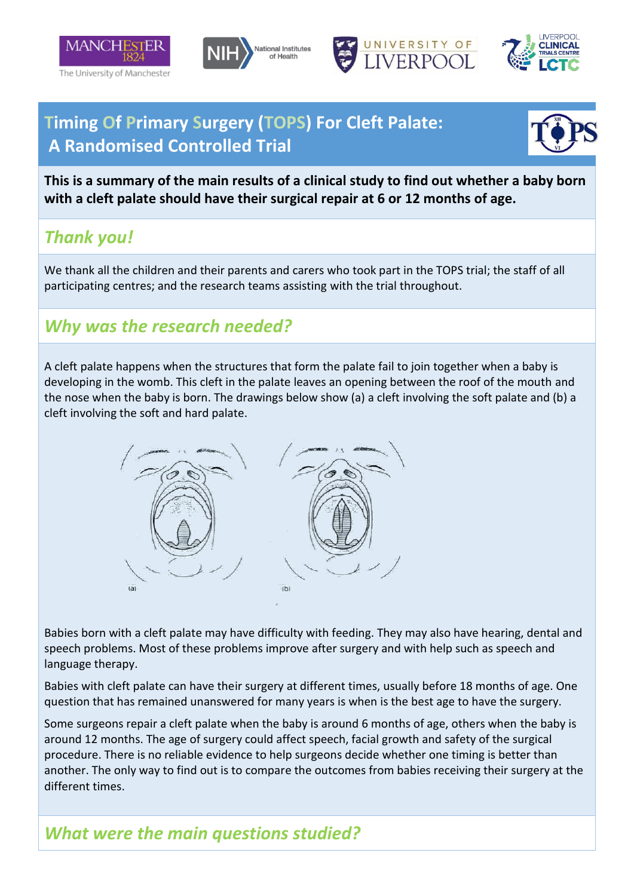# Timing Of Primary Surgery (TOPS) For Cleft Palate: A Randomised Controlled Trial

**This is a summary of the main results of a clinical study to find out whether a baby born with a cleft palate should have their surgical repair at 6 or 12 months of age.**

## *Thank you!*

We thank all the children and their parents and carers who took part in the TOPS trial; the staff of all participating centres; and the research teams assisting with the trial throughout.

## *Why was the research needed?*

A cleft palate happens when the structures that form the palate fail to join together when a baby is developing in the womb. This cleft in the palate leaves an opening between the roof of the mouth and the nose when the baby is born. The drawings below show (a) a cleft involving the soft palate and (b) a cleft involving the soft and hard palate.

(a) (b)

Babies born with a cleft palate may have difficulty with feeding. They may also have hearing, dental and speech problems. Most of these problems improve after surgery and with help such as speech and language therapy.

Babies with cleft palate can have their surgery at different times, usually before 18 months of age. One question that has remained unanswered for many years is when is the best age to have the surgery.

Some surgeons repair a cleft palate when the baby is around 6 months of age, others when the baby is around 12 months. The age of surgery could affect speech, facial growth and safety of the surgical procedure. There is no reliable evidence to help surgeons decide whether one timing is better than another. The only way to find out is to compare the outcomes from babies receiving their surgery at the different times.

## *What were the main questions studied?*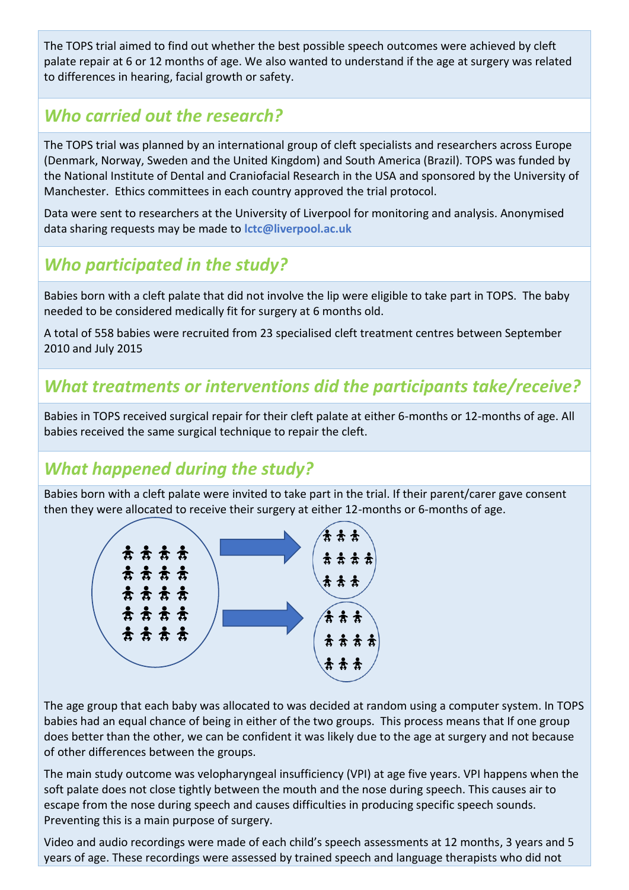The TOPS trial aimed to find out whether the best possible speech outcomes were achieved by cleft palate repair at 6 or 12 months of age. We also wanted to understand if the age at surgery was related to differences in hearing, facial growth or safety.

## *Who carried out the research?*

The TOPS trial was planned by an international group of cleft specialists and researchers across Europe (Denmark, Norway, Sweden and the United Kingdom) and South America (Brazil). TOPS was funded by the National Institute of Dental and Craniofacial Research in the USA and sponsored by the University of Manchester. Ethics committees in each country approved the trial protocol.

Data were sent to researchers at the University of Liverpool for monitoring and analysis. Anonymised data sharing requests may be made to **lctc@liverpool.ac.uk**

## *Who participated in the study?*

Babies born with a cleft palate that did not involve the lip were eligible to take part in TOPS. The baby needed to be considered medically fit for surgery at 6 months old.

A total of 558 babies were recruited from 23 specialised cleft treatment centres between September 2010 and July 2015

## *What treatments or interventions did the participants take/receive?*

Babies in TOPS received surgical repair for their cleft palate at either 6-months or 12-months of age. All babies received the same surgical technique to repair the cleft.

## *What happened during the study?*

Babies born with a cleft palate were invited to take part in the trial. If their parent/carer gave consent then they were allocated to receive their surgery at either 12-months or 6-months of age.

The age group that each baby was allocated to was decided at random using a computer system. In TOPS babies had an equal chance of being in either of the two groups. This process means that If one group does better than the other, we can be confident it was likely due to the age at surgery and not because of other differences between the groups.

The main study outcome was velopharyngeal insufficiency (VPI) at age five years. VPI happens when the soft palate does not close tightly between the mouth and the nose during speech. This causes air to escape from the nose during speech and causes difficulties in producing specific speech sounds. Preventing this is a main purpose of surgery.

Video and audio recordings were made of each child's speech assessments at 12 months, 3 years and 5 years of age. These recordings were assessed by trained speech and language therapists who did not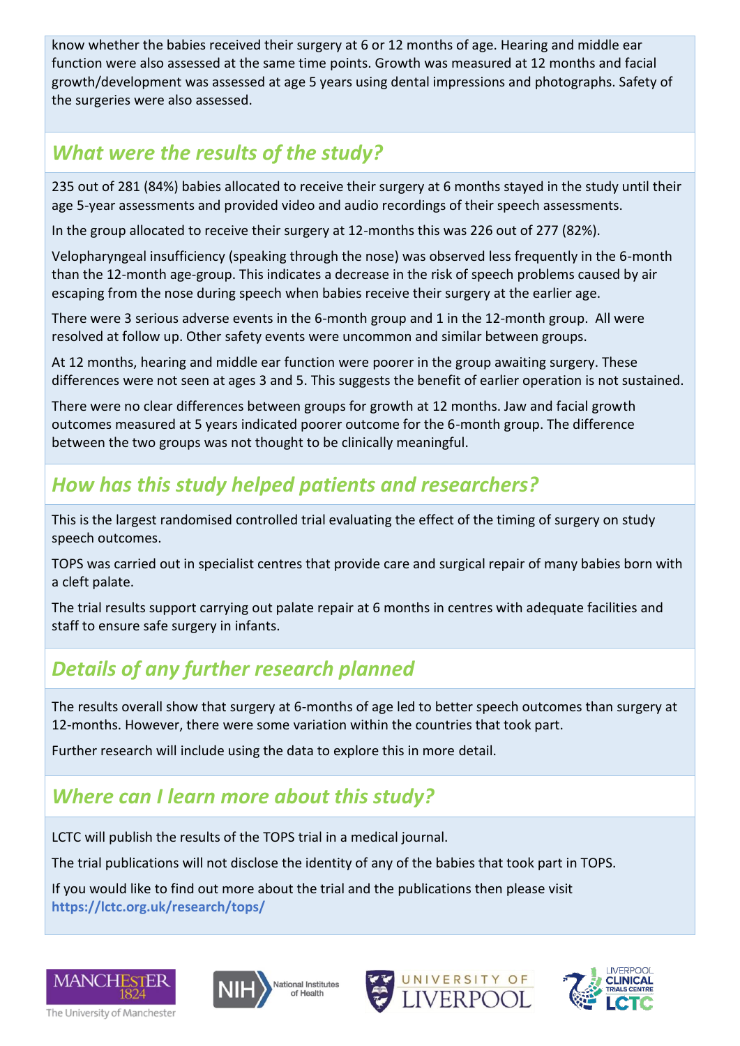know whether the babies received their surgery at 6 or 12 months of age. Hearing and middle ear function were also assessed at the same time points. Growth was measured at 12 months and facial growth/development was assessed at age 5 years using dental impressions and photographs. Safety of the surgeries were also assessed.

## *What were the results of the study?*

235 out of 281 (84%) babies allocated to receive their surgery at 6 months stayed in the study until their age 5-year assessments and provided video and audio recordings of their speech assessments.

In the group allocated to receive their surgery at 12-months this was 226 out of 277 (82%).

Velopharyngeal insufficiency (speaking through the nose) was observed less frequently in the 6-month than the 12-month age-group. This indicates a decrease in the risk of speech problems caused by air escaping from the nose during speech when babies receive their surgery at the earlier age.

There were 3 serious adverse events in the 6-month group and 1 in the 12-month group. All were resolved at follow up. Other safety events were uncommon and similar between groups.

At 12 months, hearing and middle ear function were poorer in the group awaiting surgery. These differences were not seen at ages 3 and 5. This suggests the benefit of earlier operation is not sustained.

There were no clear differences between groups for growth at 12 months. Jaw and facial growth outcomes measured at 5 years indicated poorer outcome for the 6-month group. The difference between the two groups was not thought to be clinically meaningful.

## *How has this study helped patients and researchers?*

This is the largest randomised controlled trial evaluating the effect of the timing of surgery on study speech outcomes.

TOPS was carried out in specialist centres that provide care and surgical repair of many babies born with a cleft palate.

The trial results support carrying out palate repair at 6 months in centres with adequate facilities and staff to ensure safe surgery in infants.

## *Details of any further research planned*

The results overall show that surgery at 6-months of age led to better speech outcomes than surgery at 12-months. However, there were some variation within the countries that took part.

Further research will include using the data to explore this in more detail.

## *Where can I learn more about this study?*

LCTC will publish the results of the TOPS trial in a medical journal.

The trial publications will not disclose the identity of any of the babies that took part in TOPS.

If you would like to find out more about the trial and the publications then please visit **https://lctc.org.uk/research/tops/**

MANCHESTER 1824 The University of Manchester

NIH National Institutes of Health

UNIVERSITY OF LIVERPOOL

LIVERPOOL CLINICAL TRIALS CENTRE LCTC